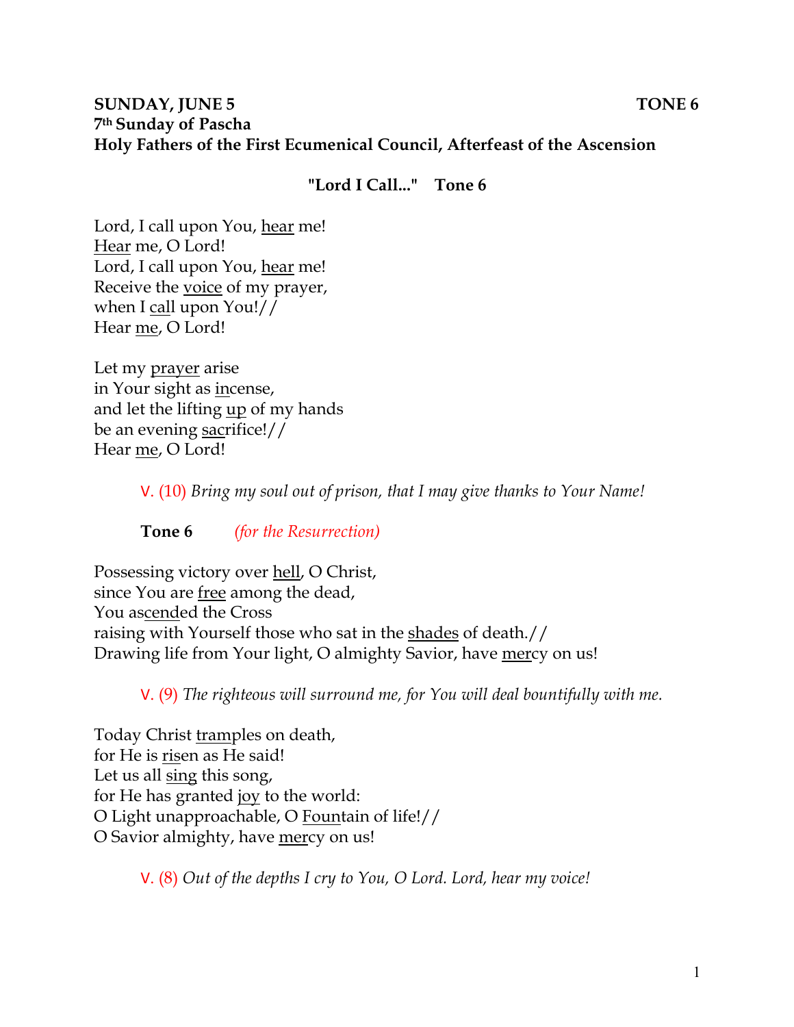**SUNDAY, JUNE 5 TONE 6**
**7th Sunday of Pascha**
**Holy Fathers of the First Ecumenical Council, Afterfeast of the Ascension**

**"Lord I Call..." Tone 6**

Lord, I call upon You, <u>hear</u> me!
<u>Hear</u> me, O Lord!
Lord, I call upon You, <u>hear</u> me!
Receive the <u>voice</u> of my prayer,
when I <u>cal</u>l upon You!//
Hear <u>me</u>, O Lord!

Let my <u>prayer</u> arise
in Your sight as <u>in</u>cense,
and let the lifting <u>up</u> of my hands
be an evening <u>sac</u>rifice!//
Hear <u>me</u>, O Lord!

V. (10) *Bring my soul out of prison, that I may give thanks to Your Name!*

**Tone 6** *(for the Resurrection)*

Possessing victory over <u>hell</u>, O Christ,
since You are <u>free</u> among the dead,
You as<u>cend</u>ed the Cross
raising with Yourself those who sat in the <u>shades</u> of death.//
Drawing life from Your light, O almighty Savior, have <u>mer</u>cy on us!

V. (9) *The righteous will surround me, for You will deal bountifully with me.*

Today Christ <u>tram</u>ples on death,
for He is <u>ris</u>en as He said!
Let us all <u>sing</u> this song,
for He has granted <u>joy</u> to the world:
O Light unapproachable, O <u>Foun</u>tain of life!//
O Savior almighty, have <u>mer</u>cy on us!

V. (8) *Out of the depths I cry to You, O Lord. Lord, hear my voice!*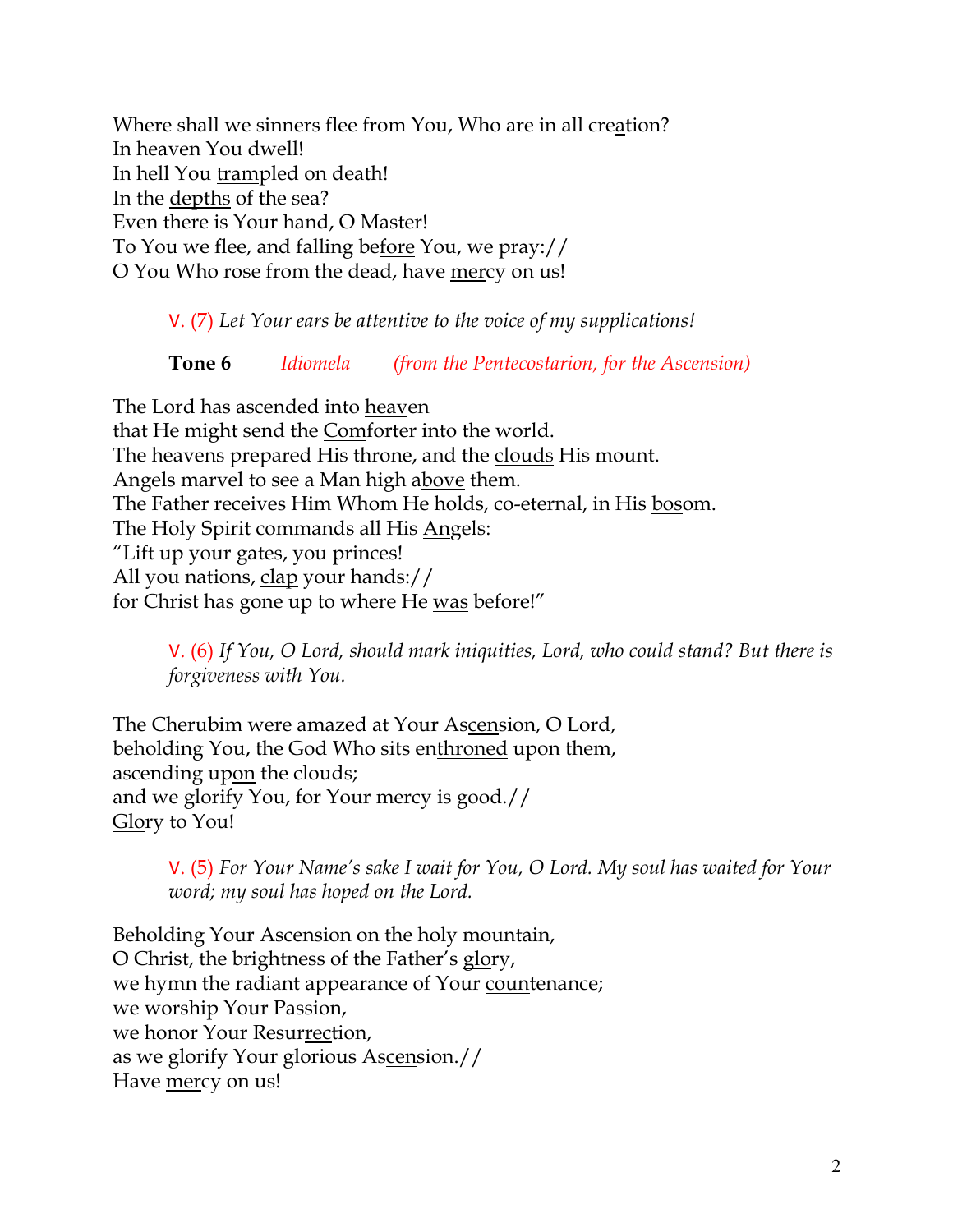Where shall we sinners flee from You, Who are in all creation?
In heaven You dwell!
In hell You trampled on death!
In the depths of the sea?
Even there is Your hand, O Master!
To You we flee, and falling before You, we pray://
O You Who rose from the dead, have mercy on us!

> V. (7) *Let Your ears be attentive to the voice of my supplications!*

> **Tone 6** *Idiomela* *(from the Pentecostarion, for the Ascension)*

The Lord has ascended into heaven
that He might send the Comforter into the world.
The heavens prepared His throne, and the clouds His mount.
Angels marvel to see a Man high above them.
The Father receives Him Whom He holds, co-eternal, in His bosom.
The Holy Spirit commands all His Angels:
"Lift up your gates, you princes!
All you nations, clap your hands://
for Christ has gone up to where He was before!"

> V. (6) *If You, O Lord, should mark iniquities, Lord, who could stand? But there is forgiveness with You.*

The Cherubim were amazed at Your Ascension, O Lord,
beholding You, the God Who sits enthroned upon them,
ascending upon the clouds;
and we glorify You, for Your mercy is good.//
Glory to You!

> V. (5) *For Your Name's sake I wait for You, O Lord. My soul has waited for Your word; my soul has hoped on the Lord.*

Beholding Your Ascension on the holy mountain,
O Christ, the brightness of the Father's glory,
we hymn the radiant appearance of Your countenance;
we worship Your Passion,
we honor Your Resurrection,
as we glorify Your glorious Ascension.//
Have mercy on us!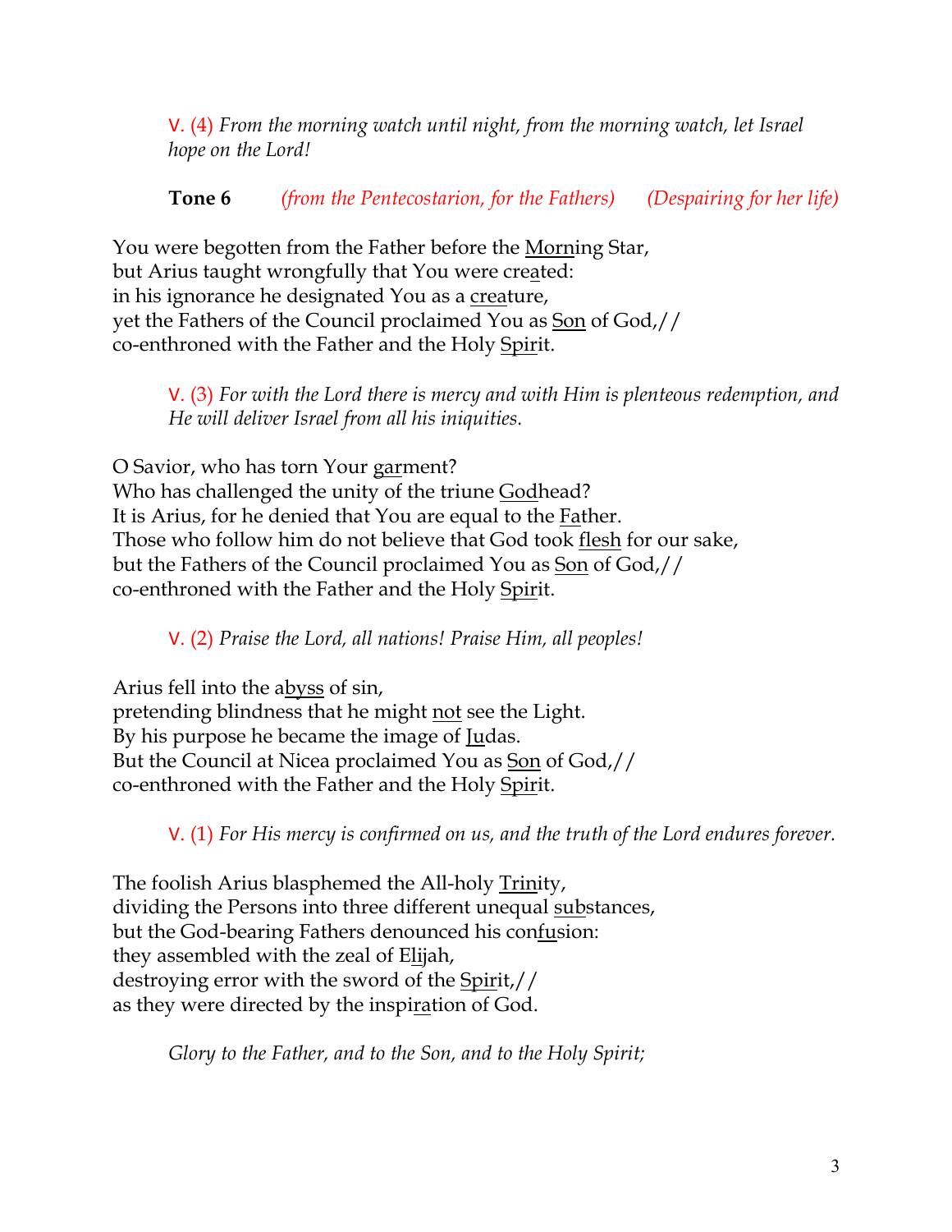V. (4) *From the morning watch until night, from the morning watch, let Israel hope on the Lord!*

**Tone 6** *(from the Pentecostarion, for the Fathers)* *(Despairing for her life)*

You were begotten from the Father before the <u>Morn</u>ing Star,
but Arius taught wrongfully that You were cre<u>a</u>ted:
in his ignorance he designated You as a <u>crea</u>ture,
yet the Fathers of the Council proclaimed You as <u>Son</u> of God,//
co-enthroned with the Father and the Holy <u>Spir</u>it.

V. (3) *For with the Lord there is mercy and with Him is plenteous redemption, and He will deliver Israel from all his iniquities.*

O Savior, who has torn Your <u>gar</u>ment?
Who has challenged the unity of the triune <u>God</u>head?
It is Arius, for he denied that You are equal to the <u>Fa</u>ther.
Those who follow him do not believe that God took <u>flesh</u> for our sake,
but the Fathers of the Council proclaimed You as <u>Son</u> of God,//
co-enthroned with the Father and the Holy <u>Spir</u>it.

V. (2) *Praise the Lord, all nations! Praise Him, all peoples!*

Arius fell into the a<u>byss</u> of sin,
pretending blindness that he might <u>not</u> see the Light.
By his purpose he became the image of <u>Ju</u>das.
But the Council at Nicea proclaimed You as <u>Son</u> of God,//
co-enthroned with the Father and the Holy <u>Spir</u>it.

V. (1) *For His mercy is confirmed on us, and the truth of the Lord endures forever.*

The foolish Arius blasphemed the All-holy <u>Trin</u>ity,
dividing the Persons into three different unequal <u>sub</u>stances,
but the God-bearing Fathers denounced his con<u>fu</u>sion:
they assembled with the zeal of E<u>li</u>jah,
destroying error with the sword of the <u>Spir</u>it,//
as they were directed by the inspi<u>ra</u>tion of God.

*Glory to the Father, and to the Son, and to the Holy Spirit;*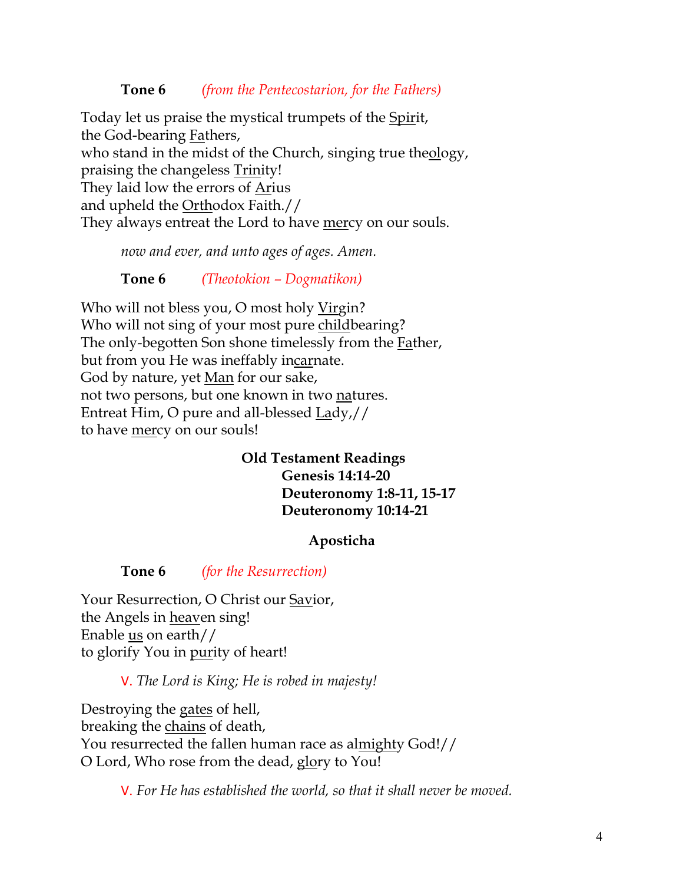**Tone 6** *(from the Pentecostarion, for the Fathers)*

Today let us praise the mystical trumpets of the Spirit,  
the God-bearing Fathers,  
who stand in the midst of the Church, singing true theology,  
praising the changeless Trinity!  
They laid low the errors of Arius  
and upheld the Orthodox Faith.//  
They always entreat the Lord to have mercy on our souls.

*now and ever, and unto ages of ages. Amen.*

**Tone 6** *(Theotokion – Dogmatikon)*

Who will not bless you, O most holy Virgin?  
Who will not sing of your most pure childbearing?  
The only-begotten Son shone timelessly from the Father,  
but from you He was ineffably incarnate.  
God by nature, yet Man for our sake,  
not two persons, but one known in two natures.  
Entreat Him, O pure and all-blessed Lady,//  
to have mercy on our souls!

**Old Testament Readings**  
**Genesis 14:14-20**  
**Deuteronomy 1:8-11, 15-17**  
**Deuteronomy 10:14-21**

**Aposticha**

**Tone 6** *(for the Resurrection)*

Your Resurrection, O Christ our Savior,  
the Angels in heaven sing!  
Enable us on earth//  
to glorify You in purity of heart!

V. *The Lord is King; He is robed in majesty!*

Destroying the gates of hell,  
breaking the chains of death,  
You resurrected the fallen human race as almighty God!//  
O Lord, Who rose from the dead, glory to You!

V. *For He has established the world, so that it shall never be moved.*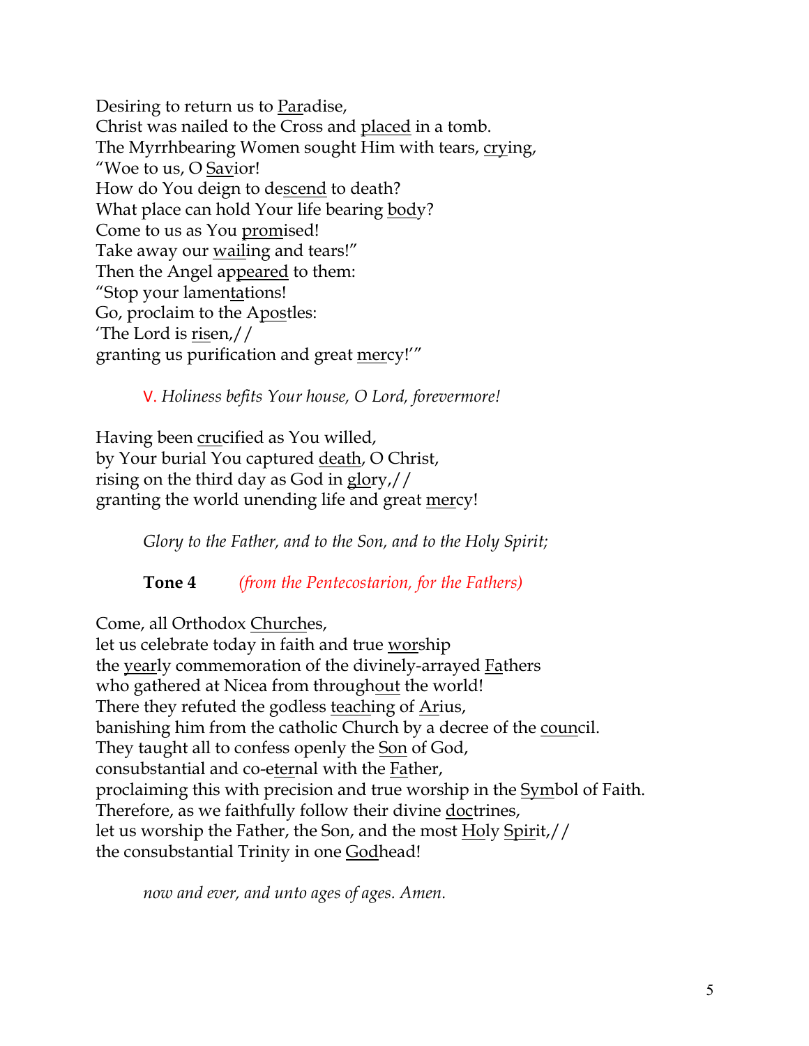Desiring to return us to <u>Par</u>adise,
Christ was nailed to the Cross and <u>placed</u> in a tomb.
The Myrrhbearing Women sought Him with tears, <u>cry</u>ing,
“Woe to us, O <u>Sav</u>ior!
How do You deign to de<u>scend</u> to death?
What place can hold Your life bearing <u>bod</u>y?
Come to us as You <u>prom</u>ised!
Take away our <u>wail</u>ing and tears!”
Then the Angel ap<u>peared</u> to them:
“Stop your lamen<u>ta</u>tions!
Go, proclaim to the A<u>pos</u>tles:
‘The Lord is <u>ris</u>en,//
granting us purification and great <u>mer</u>cy!’”

V. *Holiness befits Your house, O Lord, forevermore!*

Having been <u>cru</u>cified as You willed,
by Your burial You captured <u>death</u>, O Christ,
rising on the third day as God in <u>glo</u>ry,//
granting the world unending life and great <u>mer</u>cy!

*Glory to the Father, and to the Son, and to the Holy Spirit;*

**Tone 4** *(from the Pentecostarion, for the Fathers)*

Come, all Orthodox <u>Church</u>es,
let us celebrate today in faith and true <u>wor</u>ship
the <u>year</u>ly commemoration of the divinely-arrayed <u>Fa</u>thers
who gathered at Nicea from through<u>out</u> the world!
There they refuted the godless <u>teach</u>ing of <u>A</u>rius,
banishing him from the catholic Church by a decree of the <u>coun</u>cil.
They taught all to confess openly the <u>Son</u> of God,
consubstantial and co-e<u>ter</u>nal with the <u>Fa</u>ther,
proclaiming this with precision and true worship in the <u>Sym</u>bol of Faith.
Therefore, as we faithfully follow their divine <u>doc</u>trines,
let us worship the Father, the Son, and the most <u>Ho</u>ly <u>Spir</u>it,//
the consubstantial Trinity in one <u>God</u>head!

*now and ever, and unto ages of ages. Amen.*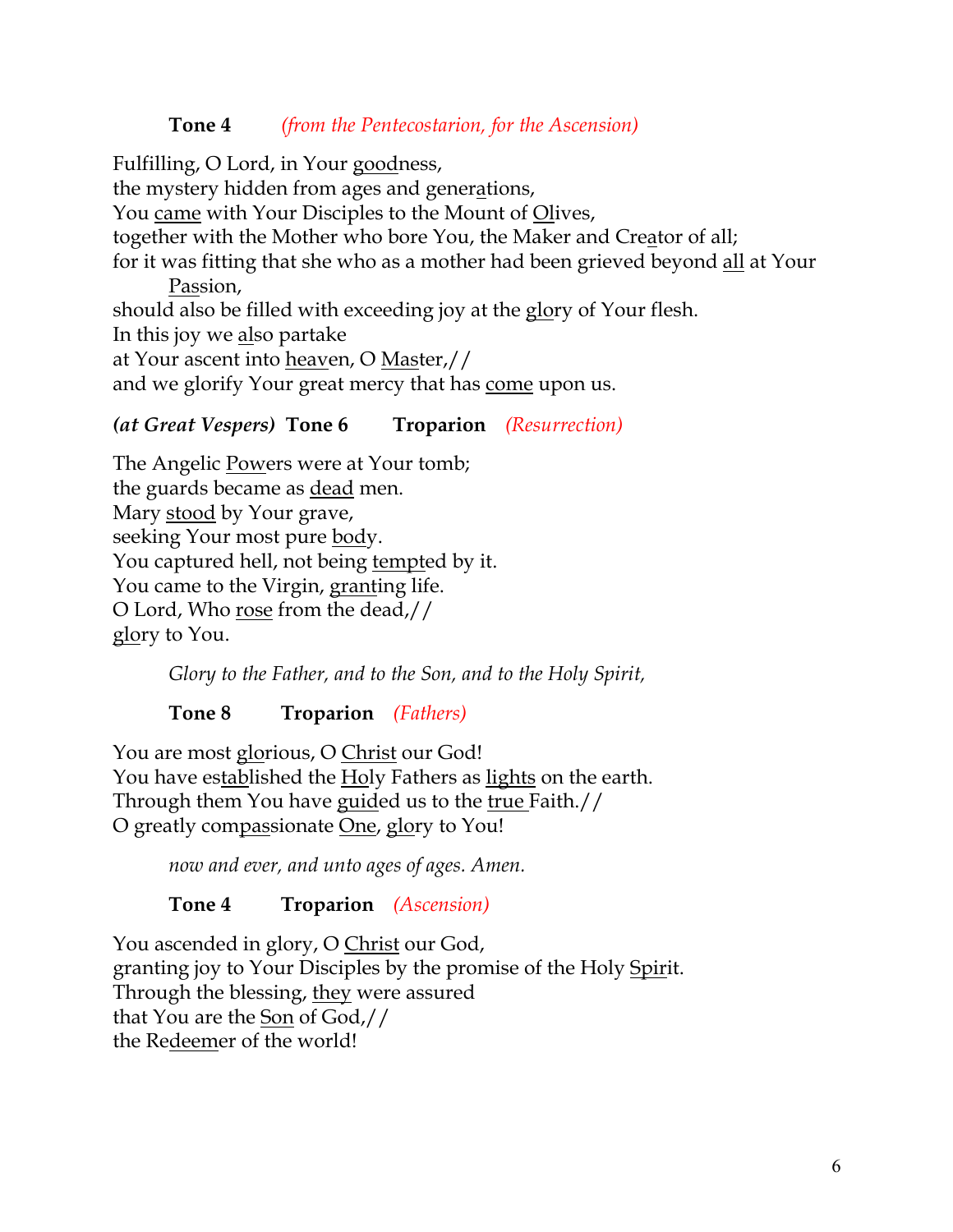**Tone 4** *(from the Pentecostarion, for the Ascension)*

Fulfilling, O Lord, in Your goodness,
the mystery hidden from ages and generations,
You came with Your Disciples to the Mount of Olives,
together with the Mother who bore You, the Maker and Creator of all;
for it was fitting that she who as a mother had been grieved beyond all at Your Passion,
should also be filled with exceeding joy at the glory of Your flesh.
In this joy we also partake
at Your ascent into heaven, O Master,//
and we glorify Your great mercy that has come upon us.

***(at Great Vespers)* Tone 6 Troparion** *(Resurrection)*

The Angelic Powers were at Your tomb;
the guards became as dead men.
Mary stood by Your grave,
seeking Your most pure body.
You captured hell, not being tempted by it.
You came to the Virgin, granting life.
O Lord, Who rose from the dead,//
glory to You.

*Glory to the Father, and to the Son, and to the Holy Spirit,*

**Tone 8 Troparion** *(Fathers)*

You are most glorious, O Christ our God!
You have established the Holy Fathers as lights on the earth.
Through them You have guided us to the true Faith.//
O greatly compassionate One, glory to You!

*now and ever, and unto ages of ages. Amen.*

**Tone 4 Troparion** *(Ascension)*

You ascended in glory, O Christ our God,
granting joy to Your Disciples by the promise of the Holy Spirit.
Through the blessing, they were assured
that You are the Son of God,//
the Redeemer of the world!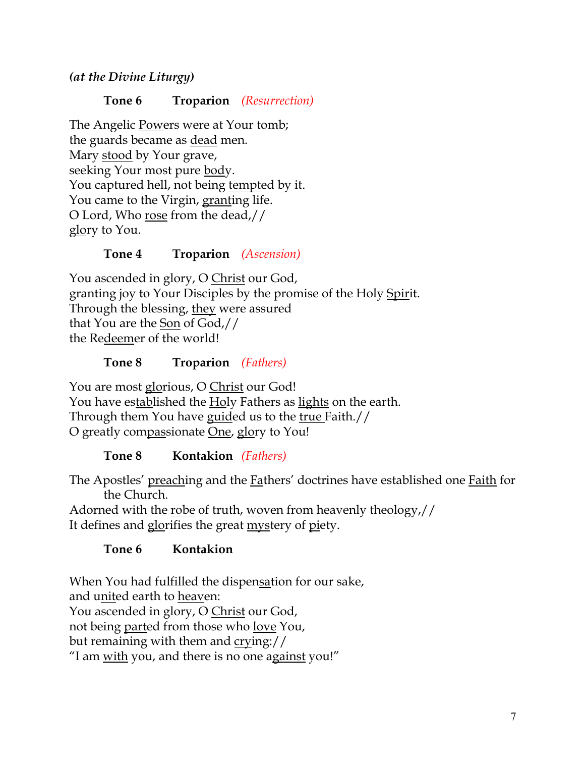***(at the Divine Liturgy)***

**Tone 6 Troparion** *(Resurrection)*

The Angelic Powers were at Your tomb;
the guards became as dead men.
Mary stood by Your grave,
seeking Your most pure body.
You captured hell, not being tempted by it.
You came to the Virgin, granting life.
O Lord, Who rose from the dead,//
glory to You.

**Tone 4 Troparion** *(Ascension)*

You ascended in glory, O Christ our God,
granting joy to Your Disciples by the promise of the Holy Spirit.
Through the blessing, they were assured
that You are the Son of God,//
the Redeemer of the world!

**Tone 8 Troparion** *(Fathers)*

You are most glorious, O Christ our God!
You have established the Holy Fathers as lights on the earth.
Through them You have guided us to the true Faith.//
O greatly compassionate One, glory to You!

**Tone 8 Kontakion** *(Fathers)*

The Apostles' preaching and the Fathers' doctrines have established one Faith for the Church.
Adorned with the robe of truth, woven from heavenly theology,//
It defines and glorifies the great mystery of piety.

**Tone 6 Kontakion**

When You had fulfilled the dispensation for our sake,
and united earth to heaven:
You ascended in glory, O Christ our God,
not being parted from those who love You,
but remaining with them and crying://
"I am with you, and there is no one against you!"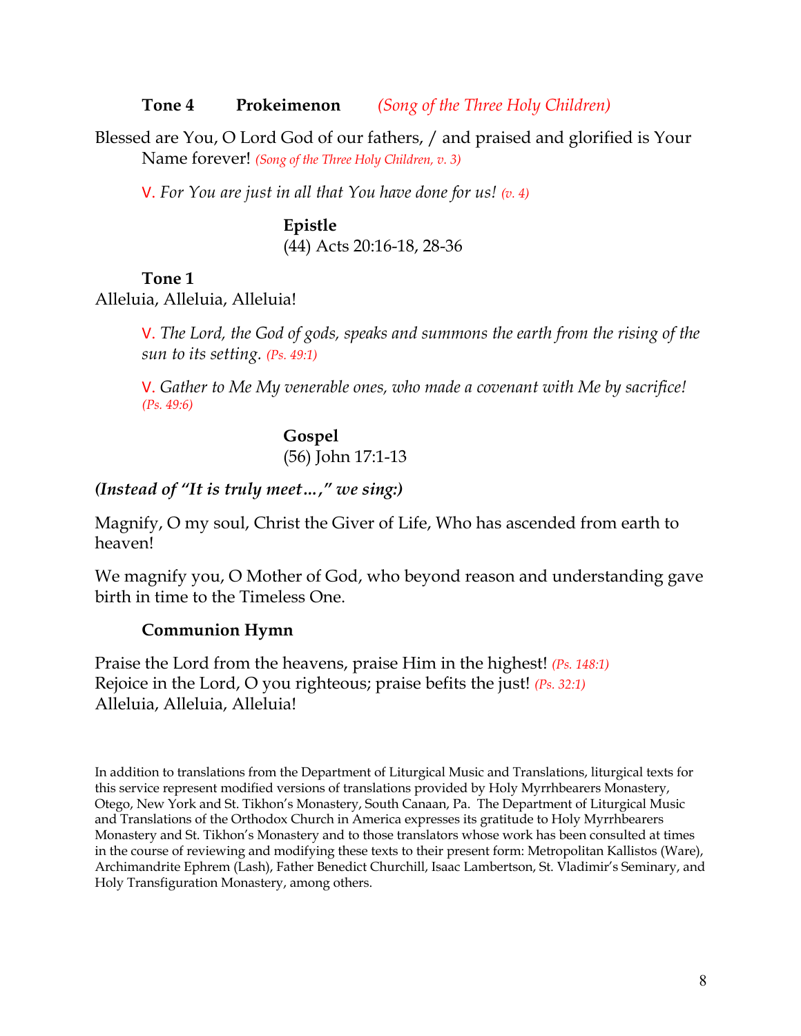**Tone 4 Prokeimenon** *(Song of the Three Holy Children)*

Blessed are You, O Lord God of our fathers, / and praised and glorified is Your Name forever! *(Song of the Three Holy Children, v. 3)*

V. *For You are just in all that You have done for us!* *(v. 4)*

**Epistle**
(44) Acts 20:16-18, 28-36

**Tone 1**
Alleluia, Alleluia, Alleluia!

V. *The Lord, the God of gods, speaks and summons the earth from the rising of the sun to its setting.* *(Ps. 49:1)*

V. *Gather to Me My venerable ones, who made a covenant with Me by sacrifice!* *(Ps. 49:6)*

**Gospel**
(56) John 17:1-13

***(Instead of "It is truly meet…," we sing:)***

Magnify, O my soul, Christ the Giver of Life, Who has ascended from earth to heaven!

We magnify you, O Mother of God, who beyond reason and understanding gave birth in time to the Timeless One.

**Communion Hymn**

Praise the Lord from the heavens, praise Him in the highest! *(Ps. 148:1)*
Rejoice in the Lord, O you righteous; praise befits the just! *(Ps. 32:1)*
Alleluia, Alleluia, Alleluia!

In addition to translations from the Department of Liturgical Music and Translations, liturgical texts for this service represent modified versions of translations provided by Holy Myrrhbearers Monastery, Otego, New York and St. Tikhon's Monastery, South Canaan, Pa. The Department of Liturgical Music and Translations of the Orthodox Church in America expresses its gratitude to Holy Myrrhbearers Monastery and St. Tikhon's Monastery and to those translators whose work has been consulted at times in the course of reviewing and modifying these texts to their present form: Metropolitan Kallistos (Ware), Archimandrite Ephrem (Lash), Father Benedict Churchill, Isaac Lambertson, St. Vladimir's Seminary, and Holy Transfiguration Monastery, among others.